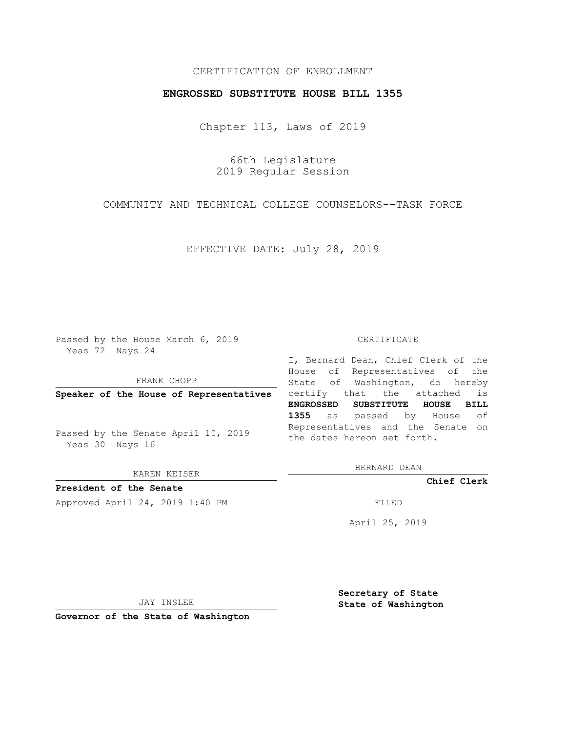CERTIFICATION OF ENROLLMENT

**ENGROSSED SUBSTITUTE HOUSE BILL 1355**

Chapter 113, Laws of 2019

66th Legislature
2019 Regular Session

COMMUNITY AND TECHNICAL COLLEGE COUNSELORS--TASK FORCE

EFFECTIVE DATE: July 28, 2019

Passed by the House March 6, 2019
Yeas 72 Nays 24

FRANK CHOPP

**Speaker of the House of Representatives**

Passed by the Senate April 10, 2019
Yeas 30 Nays 16

KAREN KEISER

**President of the Senate**

Approved April 24, 2019 1:40 PM

JAY INSLEE

**Governor of the State of Washington**

CERTIFICATE

I, Bernard Dean, Chief Clerk of the House of Representatives of the State of Washington, do hereby certify that the attached is **ENGROSSED SUBSTITUTE HOUSE BILL 1355** as passed by House of Representatives and the Senate on the dates hereon set forth.

BERNARD DEAN

**Chief Clerk**

FILED

April 25, 2019

**Secretary of State**
**State of Washington**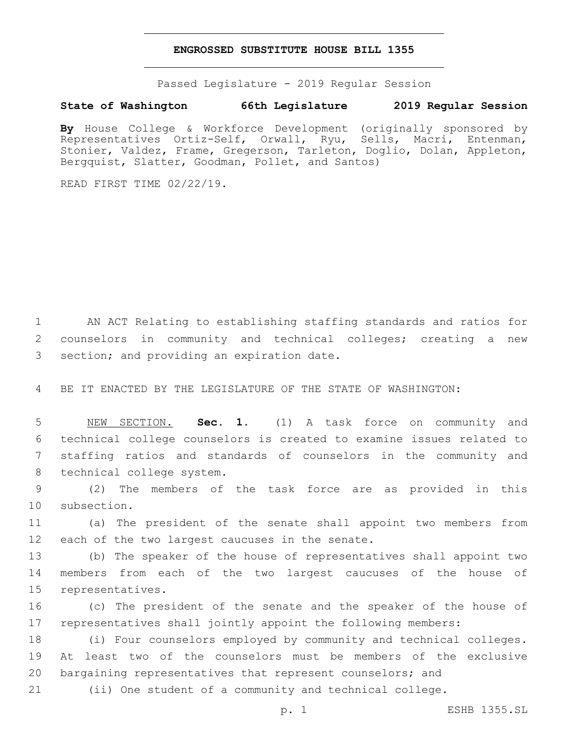# ENGROSSED SUBSTITUTE HOUSE BILL 1355

Passed Legislature - 2019 Regular Session

**State of Washington 66th Legislature 2019 Regular Session**

**By** House College & Workforce Development (originally sponsored by Representatives Ortiz-Self, Orwall, Ryu, Sells, Macri, Entenman, Stonier, Valdez, Frame, Gregerson, Tarleton, Doglio, Dolan, Appleton, Bergquist, Slatter, Goodman, Pollet, and Santos)

READ FIRST TIME 02/22/19.

1 AN ACT Relating to establishing staffing standards and ratios for
2 counselors in community and technical colleges; creating a new
3 section; and providing an expiration date.

4 BE IT ENACTED BY THE LEGISLATURE OF THE STATE OF WASHINGTON:

5 NEW SECTION. **Sec. 1.** (1) A task force on community and
6 technical college counselors is created to examine issues related to
7 staffing ratios and standards of counselors in the community and
8 technical college system.

9 (2) The members of the task force are as provided in this
10 subsection.

11 (a) The president of the senate shall appoint two members from
12 each of the two largest caucuses in the senate.

13 (b) The speaker of the house of representatives shall appoint two
14 members from each of the two largest caucuses of the house of
15 representatives.

16 (c) The president of the senate and the speaker of the house of
17 representatives shall jointly appoint the following members:

18 (i) Four counselors employed by community and technical colleges.
19 At least two of the counselors must be members of the exclusive
20 bargaining representatives that represent counselors; and

21 (ii) One student of a community and technical college.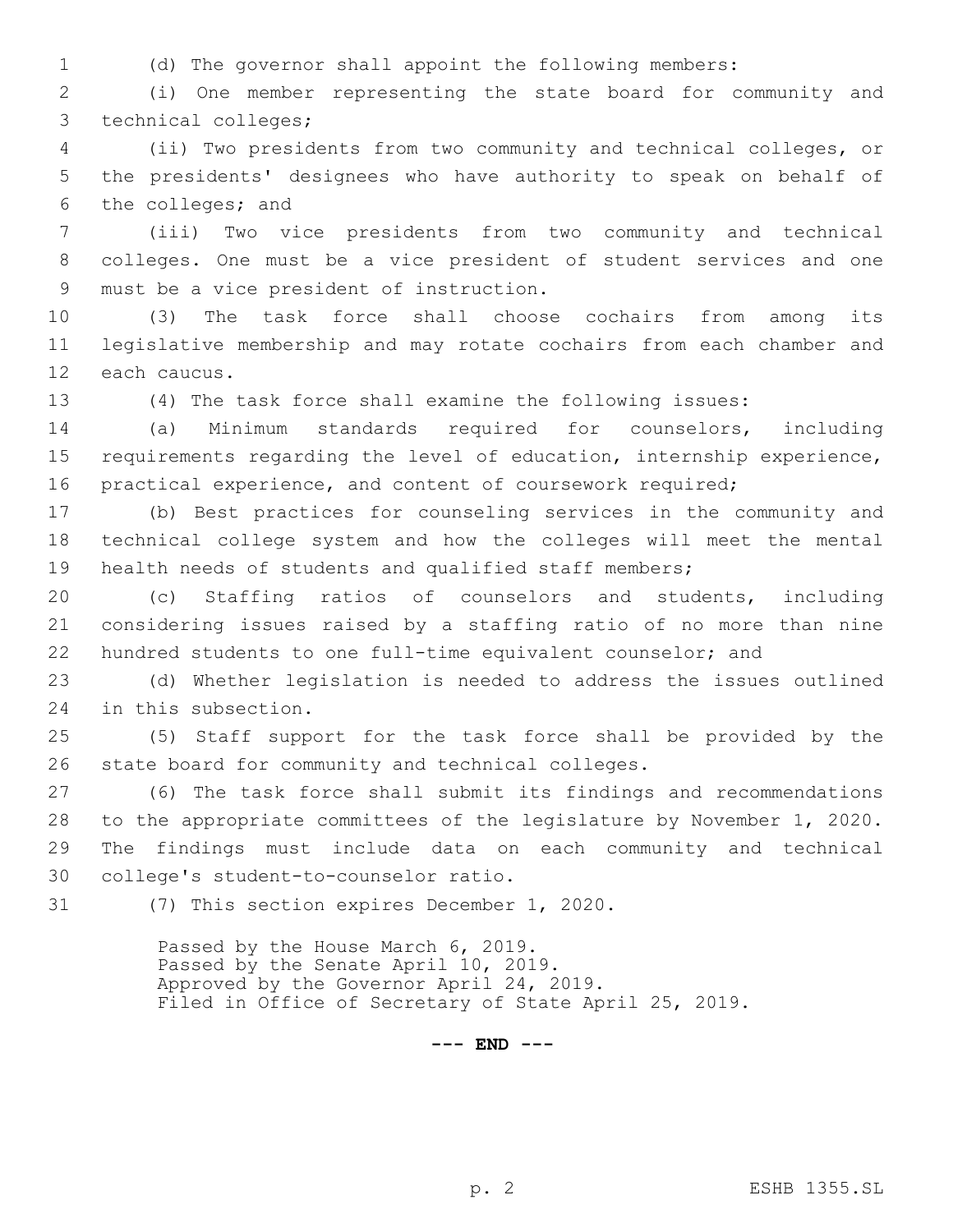(d) The governor shall appoint the following members:

(i) One member representing the state board for community and technical colleges;

(ii) Two presidents from two community and technical colleges, or the presidents' designees who have authority to speak on behalf of the colleges; and

(iii) Two vice presidents from two community and technical colleges. One must be a vice president of student services and one must be a vice president of instruction.

(3) The task force shall choose cochairs from among its legislative membership and may rotate cochairs from each chamber and each caucus.

(4) The task force shall examine the following issues:

(a) Minimum standards required for counselors, including requirements regarding the level of education, internship experience, practical experience, and content of coursework required;

(b) Best practices for counseling services in the community and technical college system and how the colleges will meet the mental health needs of students and qualified staff members;

(c) Staffing ratios of counselors and students, including considering issues raised by a staffing ratio of no more than nine hundred students to one full-time equivalent counselor; and

(d) Whether legislation is needed to address the issues outlined in this subsection.

(5) Staff support for the task force shall be provided by the state board for community and technical colleges.

(6) The task force shall submit its findings and recommendations to the appropriate committees of the legislature by November 1, 2020. The findings must include data on each community and technical college's student-to-counselor ratio.

(7) This section expires December 1, 2020.

Passed by the House March 6, 2019.
Passed by the Senate April 10, 2019.
Approved by the Governor April 24, 2019.
Filed in Office of Secretary of State April 25, 2019.

**--- END ---**